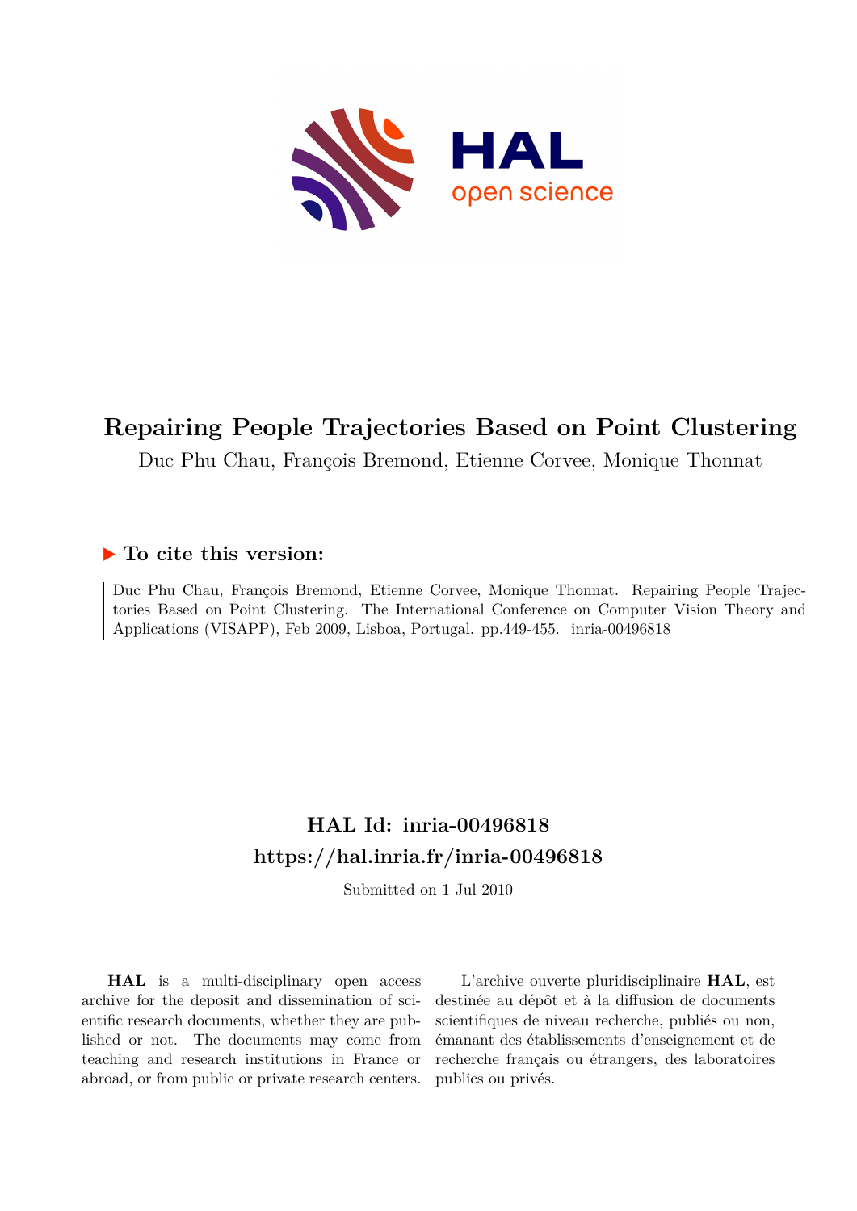# Repairing People Trajectories Based on Point Clustering

Duc Phu Chau, François Bremond, Etienne Corvee, Monique Thonnat

## ▶ To cite this version:

Duc Phu Chau, François Bremond, Etienne Corvee, Monique Thonnat. Repairing People Trajectories Based on Point Clustering. The International Conference on Computer Vision Theory and Applications (VISAPP), Feb 2009, Lisboa, Portugal. pp.449-455. inria-00496818

## HAL Id: inria-00496818

## https://hal.inria.fr/inria-00496818

Submitted on 1 Jul 2010

**HAL** is a multi-disciplinary open access archive for the deposit and dissemination of scientific research documents, whether they are published or not. The documents may come from teaching and research institutions in France or abroad, or from public or private research centers.

L'archive ouverte pluridisciplinaire **HAL**, est destinée au dépôt et à la diffusion de documents scientifiques de niveau recherche, publiés ou non, émanant des établissements d'enseignement et de recherche français ou étrangers, des laboratoires publics ou privés.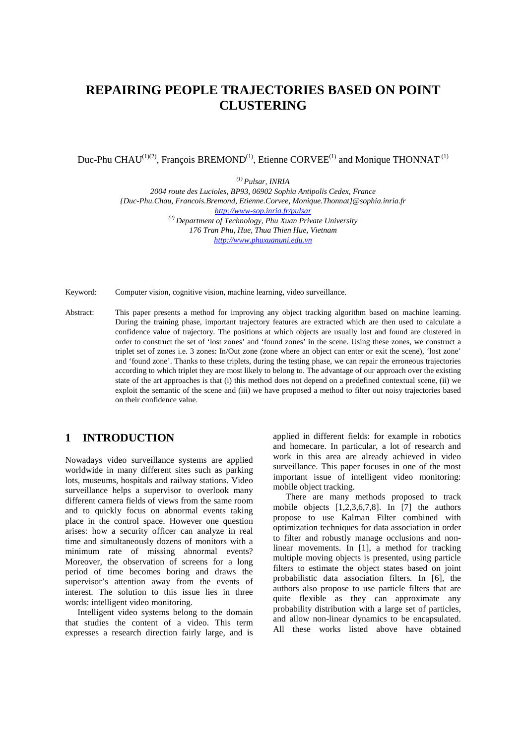# REPAIRING PEOPLE TRAJECTORIES BASED ON POINT CLUSTERING

Duc-Phu CHAU[(1)(2)], François BREMOND[(1)], Etienne CORVEE[(1)] and Monique THONNAT[(1)]

*[(1)] Pulsar, INRIA*
*2004 route des Lucioles, BP93, 06902 Sophia Antipolis Cedex, France*
*{Duc-Phu.Chau, Francois.Bremond, Etienne.Corvee, Monique.Thonnat}@sophia.inria.fr*
*http://www-sop.inria.fr/pulsar*
*[(2)] Department of Technology, Phu Xuan Private University*
*176 Tran Phu, Hue, Thua Thien Hue, Vietnam*
*http://www.phuxuanuni.edu.vn*

Keyword: Computer vision, cognitive vision, machine learning, video surveillance.

Abstract: This paper presents a method for improving any object tracking algorithm based on machine learning. During the training phase, important trajectory features are extracted which are then used to calculate a confidence value of trajectory. The positions at which objects are usually lost and found are clustered in order to construct the set of 'lost zones' and 'found zones' in the scene. Using these zones, we construct a triplet set of zones i.e. 3 zones: In/Out zone (zone where an object can enter or exit the scene), 'lost zone' and 'found zone'. Thanks to these triplets, during the testing phase, we can repair the erroneous trajectories according to which triplet they are most likely to belong to. The advantage of our approach over the existing state of the art approaches is that (i) this method does not depend on a predefined contextual scene, (ii) we exploit the semantic of the scene and (iii) we have proposed a method to filter out noisy trajectories based on their confidence value.

## 1 INTRODUCTION

Nowadays video surveillance systems are applied worldwide in many different sites such as parking lots, museums, hospitals and railway stations. Video surveillance helps a supervisor to overlook many different camera fields of views from the same room and to quickly focus on abnormal events taking place in the control space. However one question arises: how a security officer can analyze in real time and simultaneously dozens of monitors with a minimum rate of missing abnormal events? Moreover, the observation of screens for a long period of time becomes boring and draws the supervisor's attention away from the events of interest. The solution to this issue lies in three words: intelligent video monitoring.

Intelligent video systems belong to the domain that studies the content of a video. This term expresses a research direction fairly large, and is applied in different fields: for example in robotics and homecare. In particular, a lot of research and work in this area are already achieved in video surveillance. This paper focuses in one of the most important issue of intelligent video monitoring: mobile object tracking.

There are many methods proposed to track mobile objects [1,2,3,6,7,8]. In [7] the authors propose to use Kalman Filter combined with optimization techniques for data association in order to filter and robustly manage occlusions and non-linear movements. In [1], a method for tracking multiple moving objects is presented, using particle filters to estimate the object states based on joint probabilistic data association filters. In [6], the authors also propose to use particle filters that are quite flexible as they can approximate any probability distribution with a large set of particles, and allow non-linear dynamics to be encapsulated. All these works listed above have obtained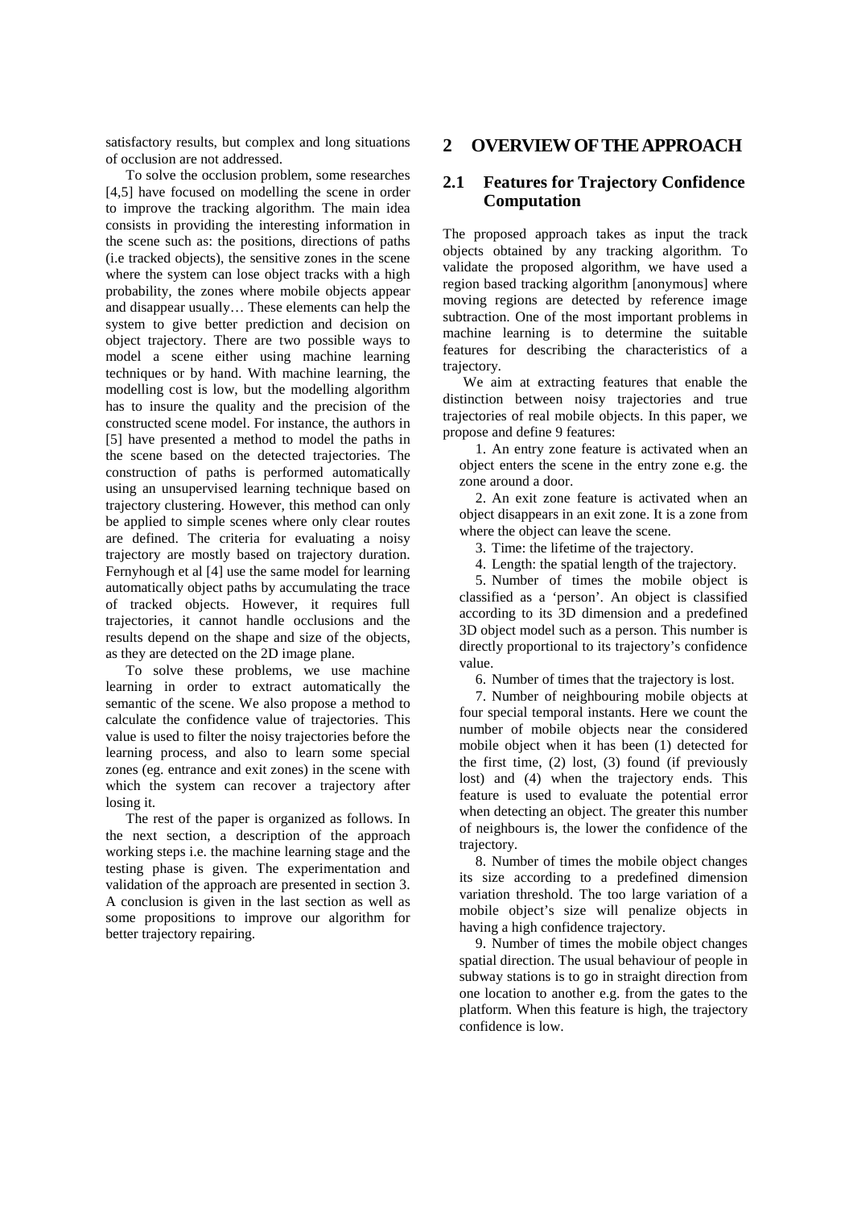satisfactory results, but complex and long situations of occlusion are not addressed.

To solve the occlusion problem, some researches [4,5] have focused on modelling the scene in order to improve the tracking algorithm. The main idea consists in providing the interesting information in the scene such as: the positions, directions of paths (i.e tracked objects), the sensitive zones in the scene where the system can lose object tracks with a high probability, the zones where mobile objects appear and disappear usually… These elements can help the system to give better prediction and decision on object trajectory. There are two possible ways to model a scene either using machine learning techniques or by hand. With machine learning, the modelling cost is low, but the modelling algorithm has to insure the quality and the precision of the constructed scene model. For instance, the authors in [5] have presented a method to model the paths in the scene based on the detected trajectories. The construction of paths is performed automatically using an unsupervised learning technique based on trajectory clustering. However, this method can only be applied to simple scenes where only clear routes are defined. The criteria for evaluating a noisy trajectory are mostly based on trajectory duration. Fernyhough et al [4] use the same model for learning automatically object paths by accumulating the trace of tracked objects. However, it requires full trajectories, it cannot handle occlusions and the results depend on the shape and size of the objects, as they are detected on the 2D image plane.

To solve these problems, we use machine learning in order to extract automatically the semantic of the scene. We also propose a method to calculate the confidence value of trajectories. This value is used to filter the noisy trajectories before the learning process, and also to learn some special zones (eg. entrance and exit zones) in the scene with which the system can recover a trajectory after losing it.

The rest of the paper is organized as follows. In the next section, a description of the approach working steps i.e. the machine learning stage and the testing phase is given. The experimentation and validation of the approach are presented in section 3. A conclusion is given in the last section as well as some propositions to improve our algorithm for better trajectory repairing.

# 2 OVERVIEW OF THE APPROACH

## 2.1 Features for Trajectory Confidence Computation

The proposed approach takes as input the track objects obtained by any tracking algorithm. To validate the proposed algorithm, we have used a region based tracking algorithm [anonymous] where moving regions are detected by reference image subtraction. One of the most important problems in machine learning is to determine the suitable features for describing the characteristics of a trajectory.

We aim at extracting features that enable the distinction between noisy trajectories and true trajectories of real mobile objects. In this paper, we propose and define 9 features:

1. An entry zone feature is activated when an object enters the scene in the entry zone e.g. the zone around a door.
2. An exit zone feature is activated when an object disappears in an exit zone. It is a zone from where the object can leave the scene.
3. Time: the lifetime of the trajectory.
4. Length: the spatial length of the trajectory.
5. Number of times the mobile object is classified as a 'person'. An object is classified according to its 3D dimension and a predefined 3D object model such as a person. This number is directly proportional to its trajectory's confidence value.
6. Number of times that the trajectory is lost.
7. Number of neighbouring mobile objects at four special temporal instants. Here we count the number of mobile objects near the considered mobile object when it has been (1) detected for the first time, (2) lost, (3) found (if previously lost) and (4) when the trajectory ends. This feature is used to evaluate the potential error when detecting an object. The greater this number of neighbours is, the lower the confidence of the trajectory.
8. Number of times the mobile object changes its size according to a predefined dimension variation threshold. The too large variation of a mobile object's size will penalize objects in having a high confidence trajectory.
9. Number of times the mobile object changes spatial direction. The usual behaviour of people in subway stations is to go in straight direction from one location to another e.g. from the gates to the platform. When this feature is high, the trajectory confidence is low.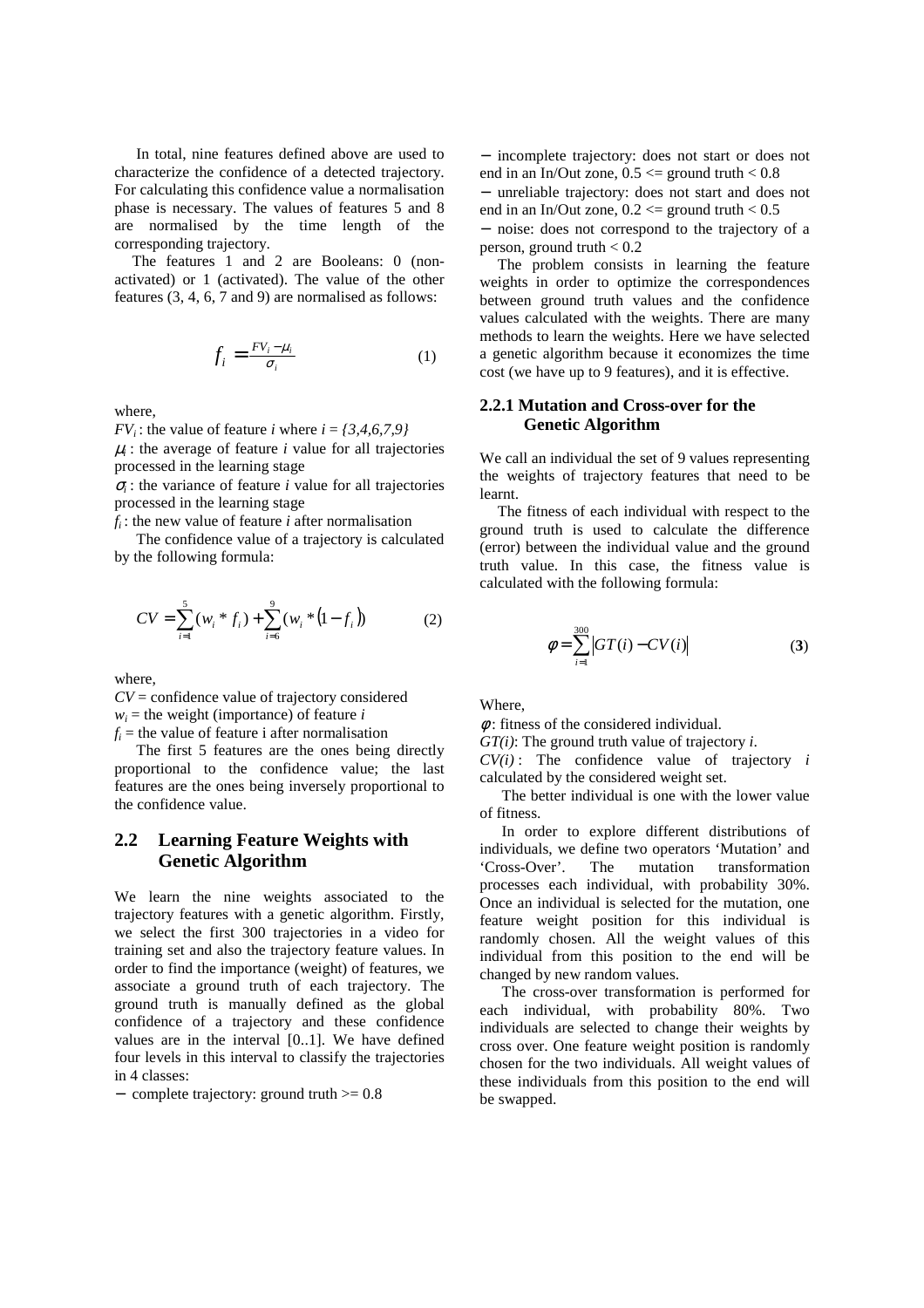In total, nine features defined above are used to characterize the confidence of a detected trajectory. For calculating this confidence value a normalisation phase is necessary. The values of features 5 and 8 are normalised by the time length of the corresponding trajectory.

The features 1 and 2 are Booleans: 0 (non-activated) or 1 (activated). The value of the other features (3, 4, 6, 7 and 9) are normalised as follows:

$$f_i = \frac{FV_i - \mu_i}{\sigma_i} \qquad (1)$$

where,

$FV_i$ : the value of feature *i* where $i = \{3,4,6,7,9\}$

$\mu_i$ : the average of feature *i* value for all trajectories processed in the learning stage

$\sigma_i$ : the variance of feature *i* value for all trajectories processed in the learning stage

$f_i$ : the new value of feature *i* after normalisation

The confidence value of a trajectory is calculated by the following formula:

$$CV = \sum_{i=1}^{5}(w_i * f_i) + \sum_{i=6}^{9}(w_i * (1 - f_i)) \qquad (2)$$

where,

$CV$ = confidence value of trajectory considered

$w_i$ = the weight (importance) of feature *i*

$f_i$ = the value of feature i after normalisation

The first 5 features are the ones being directly proportional to the confidence value; the last features are the ones being inversely proportional to the confidence value.

## 2.2 Learning Feature Weights with Genetic Algorithm

We learn the nine weights associated to the trajectory features with a genetic algorithm. Firstly, we select the first 300 trajectories in a video for training set and also the trajectory feature values. In order to find the importance (weight) of features, we associate a ground truth of each trajectory. The ground truth is manually defined as the global confidence of a trajectory and these confidence values are in the interval [0..1]. We have defined four levels in this interval to classify the trajectories in 4 classes:

- complete trajectory: ground truth >= 0.8
- incomplete trajectory: does not start or does not end in an In/Out zone, 0.5 <= ground truth < 0.8
- unreliable trajectory: does not start and does not end in an In/Out zone, 0.2 <= ground truth < 0.5
- noise: does not correspond to the trajectory of a person, ground truth < 0.2

The problem consists in learning the feature weights in order to optimize the correspondences between ground truth values and the confidence values calculated with the weights. There are many methods to learn the weights. Here we have selected a genetic algorithm because it economizes the time cost (we have up to 9 features), and it is effective.

### 2.2.1 Mutation and Cross-over for the Genetic Algorithm

We call an individual the set of 9 values representing the weights of trajectory features that need to be learnt.

The fitness of each individual with respect to the ground truth is used to calculate the difference (error) between the individual value and the ground truth value. In this case, the fitness value is calculated with the following formula:

$$\phi = \sum_{i=1}^{300} |GT(i) - CV(i)| \qquad (3)$$

Where,

$\phi$: fitness of the considered individual.

*GT(i)*: The ground truth value of trajectory *i*.

*CV(i)* : The confidence value of trajectory *i* calculated by the considered weight set.

The better individual is one with the lower value of fitness.

In order to explore different distributions of individuals, we define two operators 'Mutation' and 'Cross-Over'. The mutation transformation processes each individual, with probability 30%. Once an individual is selected for the mutation, one feature weight position for this individual is randomly chosen. All the weight values of this individual from this position to the end will be changed by new random values.

The cross-over transformation is performed for each individual, with probability 80%. Two individuals are selected to change their weights by cross over. One feature weight position is randomly chosen for the two individuals. All weight values of these individuals from this position to the end will be swapped.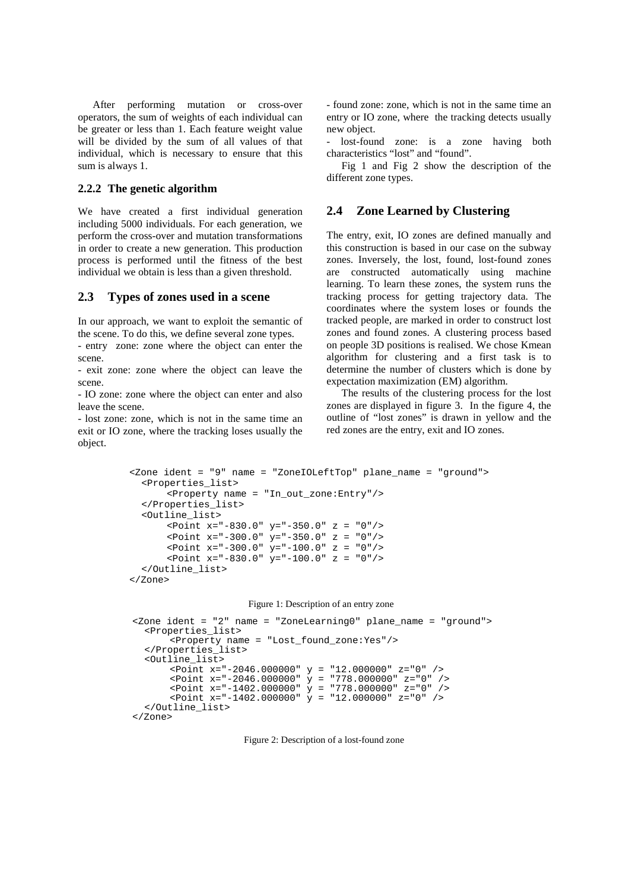After performing mutation or cross-over operators, the sum of weights of each individual can be greater or less than 1. Each feature weight value will be divided by the sum of all values of that individual, which is necessary to ensure that this sum is always 1.

### 2.2.2 The genetic algorithm

We have created a first individual generation including 5000 individuals. For each generation, we perform the cross-over and mutation transformations in order to create a new generation. This production process is performed until the fitness of the best individual we obtain is less than a given threshold.

## 2.3 Types of zones used in a scene

In our approach, we want to exploit the semantic of the scene. To do this, we define several zone types.

- entry zone: zone where the object can enter the scene.
- exit zone: zone where the object can leave the scene.
- IO zone: zone where the object can enter and also leave the scene.
- lost zone: zone, which is not in the same time an exit or IO zone, where the tracking loses usually the object.
- found zone: zone, which is not in the same time an entry or IO zone, where the tracking detects usually new object.
- lost-found zone: is a zone having both characteristics "lost" and "found".

Fig 1 and Fig 2 show the description of the different zone types.

## 2.4 Zone Learned by Clustering

The entry, exit, IO zones are defined manually and this construction is based in our case on the subway zones. Inversely, the lost, found, lost-found zones are constructed automatically using machine learning. To learn these zones, the system runs the tracking process for getting trajectory data. The coordinates where the system loses or founds the tracked people, are marked in order to construct lost zones and found zones. A clustering process based on people 3D positions is realised. We chose Kmean algorithm for clustering and a first task is to determine the number of clusters which is done by expectation maximization (EM) algorithm.

The results of the clustering process for the lost zones are displayed in figure 3. In the figure 4, the outline of "lost zones" is drawn in yellow and the red zones are the entry, exit and IO zones.

```
<Zone ident = "9" name = "ZoneIOLeftTop" plane_name = "ground">
  <Properties_list>
       <Property name = "In_out_zone:Entry"/>
  </Properties_list>
  <Outline_list>
       <Point x="-830.0" y="-350.0" z = "0"/>
       <Point x="-300.0" y="-350.0" z = "0"/>
       <Point x="-300.0" y="-100.0" z = "0"/>
       <Point x="-830.0" y="-100.0" z = "0"/>
  </Outline_list>
</Zone>
```

Figure 1: Description of an entry zone

```
<Zone ident = "2" name = "ZoneLearning0" plane_name = "ground">
  <Properties_list>
       <Property name = "Lost_found_zone:Yes"/>
  </Properties_list>
  <Outline_list>
       <Point x="-2046.000000" y = "12.000000" z="0" />
       <Point x="-2046.000000" y = "778.000000" z="0" />
       <Point x="-1402.000000" y = "778.000000" z="0" />
       <Point x="-1402.000000" y = "12.000000" z="0" />
  </Outline_list>
</Zone>
```

Figure 2: Description of a lost-found zone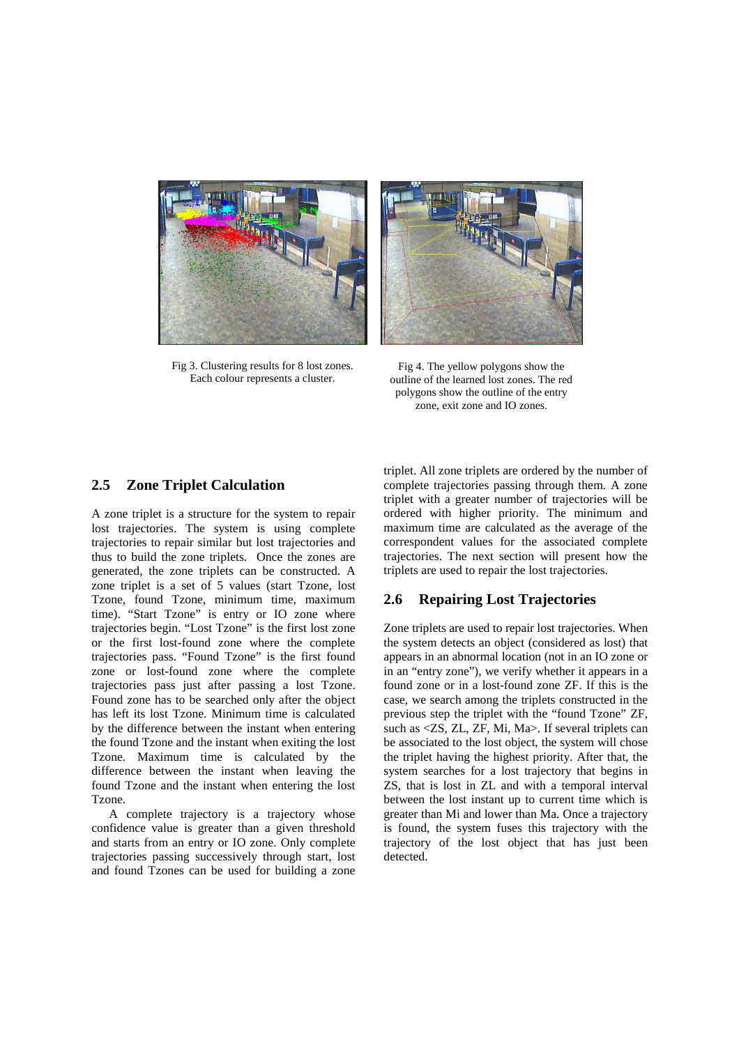Fig 3. Clustering results for 8 lost zones. Each colour represents a cluster.

Fig 4. The yellow polygons show the outline of the learned lost zones. The red polygons show the outline of the entry zone, exit zone and IO zones.

## 2.5 Zone Triplet Calculation

A zone triplet is a structure for the system to repair lost trajectories. The system is using complete trajectories to repair similar but lost trajectories and thus to build the zone triplets. Once the zones are generated, the zone triplets can be constructed. A zone triplet is a set of 5 values (start Tzone, lost Tzone, found Tzone, minimum time, maximum time). "Start Tzone" is entry or IO zone where trajectories begin. "Lost Tzone" is the first lost zone or the first lost-found zone where the complete trajectories pass. "Found Tzone" is the first found zone or lost-found zone where the complete trajectories pass just after passing a lost Tzone. Found zone has to be searched only after the object has left its lost Tzone. Minimum time is calculated by the difference between the instant when entering the found Tzone and the instant when exiting the lost Tzone. Maximum time is calculated by the difference between the instant when leaving the found Tzone and the instant when entering the lost Tzone.

A complete trajectory is a trajectory whose confidence value is greater than a given threshold and starts from an entry or IO zone. Only complete trajectories passing successively through start, lost and found Tzones can be used for building a zone triplet. All zone triplets are ordered by the number of complete trajectories passing through them. A zone triplet with a greater number of trajectories will be ordered with higher priority. The minimum and maximum time are calculated as the average of the correspondent values for the associated complete trajectories. The next section will present how the triplets are used to repair the lost trajectories.

## 2.6 Repairing Lost Trajectories

Zone triplets are used to repair lost trajectories. When the system detects an object (considered as lost) that appears in an abnormal location (not in an IO zone or in an "entry zone"), we verify whether it appears in a found zone or in a lost-found zone ZF. If this is the case, we search among the triplets constructed in the previous step the triplet with the "found Tzone" ZF, such as <ZS, ZL, ZF, Mi, Ma>. If several triplets can be associated to the lost object, the system will chose the triplet having the highest priority. After that, the system searches for a lost trajectory that begins in ZS, that is lost in ZL and with a temporal interval between the lost instant up to current time which is greater than Mi and lower than Ma. Once a trajectory is found, the system fuses this trajectory with the trajectory of the lost object that has just been detected.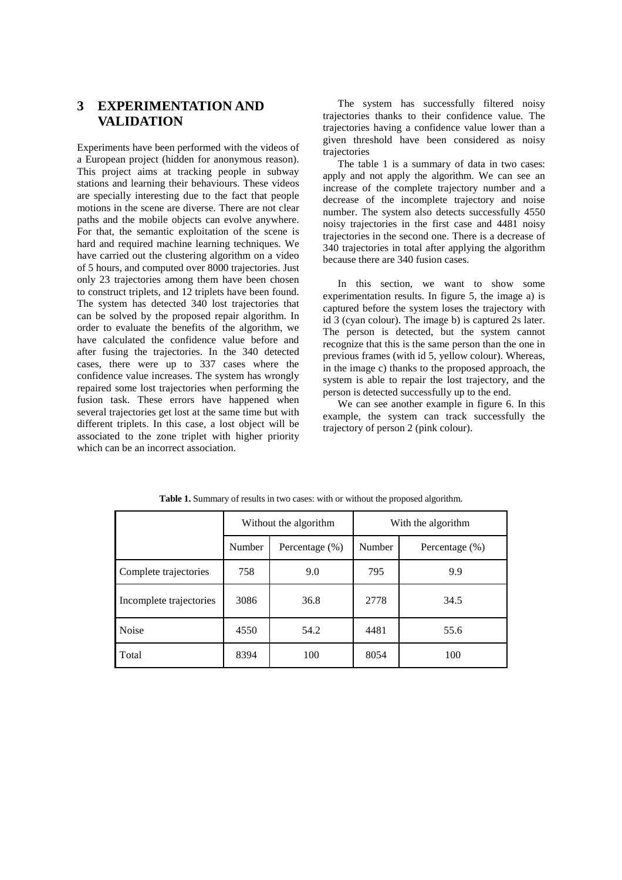## 3 EXPERIMENTATION AND VALIDATION

Experiments have been performed with the videos of a European project (hidden for anonymous reason). This project aims at tracking people in subway stations and learning their behaviours. These videos are specially interesting due to the fact that people motions in the scene are diverse. There are not clear paths and the mobile objects can evolve anywhere. For that, the semantic exploitation of the scene is hard and required machine learning techniques. We have carried out the clustering algorithm on a video of 5 hours, and computed over 8000 trajectories. Just only 23 trajectories among them have been chosen to construct triplets, and 12 triplets have been found. The system has detected 340 lost trajectories that can be solved by the proposed repair algorithm. In order to evaluate the benefits of the algorithm, we have calculated the confidence value before and after fusing the trajectories. In the 340 detected cases, there were up to 337 cases where the confidence value increases. The system has wrongly repaired some lost trajectories when performing the fusion task. These errors have happened when several trajectories get lost at the same time but with different triplets. In this case, a lost object will be associated to the zone triplet with higher priority which can be an incorrect association.

The system has successfully filtered noisy trajectories thanks to their confidence value. The trajectories having a confidence value lower than a given threshold have been considered as noisy trajectories

The table 1 is a summary of data in two cases: apply and not apply the algorithm. We can see an increase of the complete trajectory number and a decrease of the incomplete trajectory and noise number. The system also detects successfully 4550 noisy trajectories in the first case and 4481 noisy trajectories in the second one. There is a decrease of 340 trajectories in total after applying the algorithm because there are 340 fusion cases.

In this section, we want to show some experimentation results. In figure 5, the image a) is captured before the system loses the trajectory with id 3 (cyan colour). The image b) is captured 2s later. The person is detected, but the system cannot recognize that this is the same person than the one in previous frames (with id 5, yellow colour). Whereas, in the image c) thanks to the proposed approach, the system is able to repair the lost trajectory, and the person is detected successfully up to the end.

We can see another example in figure 6. In this example, the system can track successfully the trajectory of person 2 (pink colour).

**Table 1.** Summary of results in two cases: with or without the proposed algorithm.

| | Without the algorithm | | With the algorithm | |
|---|---|---|---|---|
| | Number | Percentage (%) | Number | Percentage (%) |
| Complete trajectories | 758 | 9.0 | 795 | 9.9 |
| Incomplete trajectories | 3086 | 36.8 | 2778 | 34.5 |
| Noise | 4550 | 54.2 | 4481 | 55.6 |
| Total | 8394 | 100 | 8054 | 100 |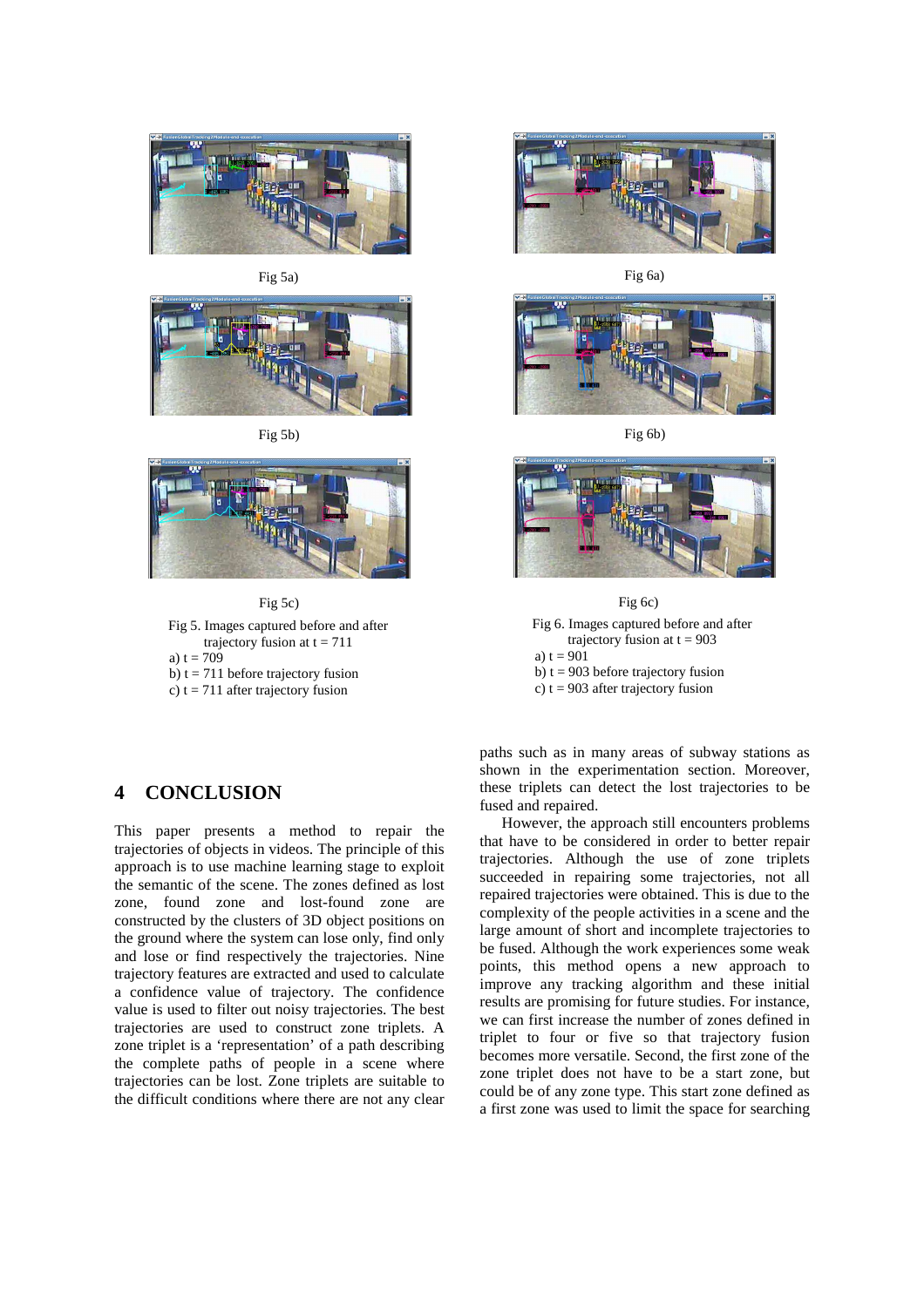Fig 5a)

Fig 5b)

Fig 5c)

Fig 5. Images captured before and after trajectory fusion at t = 711
a) t = 709
b) t = 711 before trajectory fusion
c) t = 711 after trajectory fusion

Fig 6a)

Fig 6b)

Fig 6c)

Fig 6. Images captured before and after trajectory fusion at t = 903
a) t = 901
b) t = 903 before trajectory fusion
c) t = 903 after trajectory fusion

## 4 CONCLUSION

This paper presents a method to repair the trajectories of objects in videos. The principle of this approach is to use machine learning stage to exploit the semantic of the scene. The zones defined as lost zone, found zone and lost-found zone are constructed by the clusters of 3D object positions on the ground where the system can lose only, find only and lose or find respectively the trajectories. Nine trajectory features are extracted and used to calculate a confidence value of trajectory. The confidence value is used to filter out noisy trajectories. The best trajectories are used to construct zone triplets. A zone triplet is a 'representation' of a path describing the complete paths of people in a scene where trajectories can be lost. Zone triplets are suitable to the difficult conditions where there are not any clear paths such as in many areas of subway stations as shown in the experimentation section. Moreover, these triplets can detect the lost trajectories to be fused and repaired.

However, the approach still encounters problems that have to be considered in order to better repair trajectories. Although the use of zone triplets succeeded in repairing some trajectories, not all repaired trajectories were obtained. This is due to the complexity of the people activities in a scene and the large amount of short and incomplete trajectories to be fused. Although the work experiences some weak points, this method opens a new approach to improve any tracking algorithm and these initial results are promising for future studies. For instance, we can first increase the number of zones defined in triplet to four or five so that trajectory fusion becomes more versatile. Second, the first zone of the zone triplet does not have to be a start zone, but could be of any zone type. This start zone defined as a first zone was used to limit the space for searching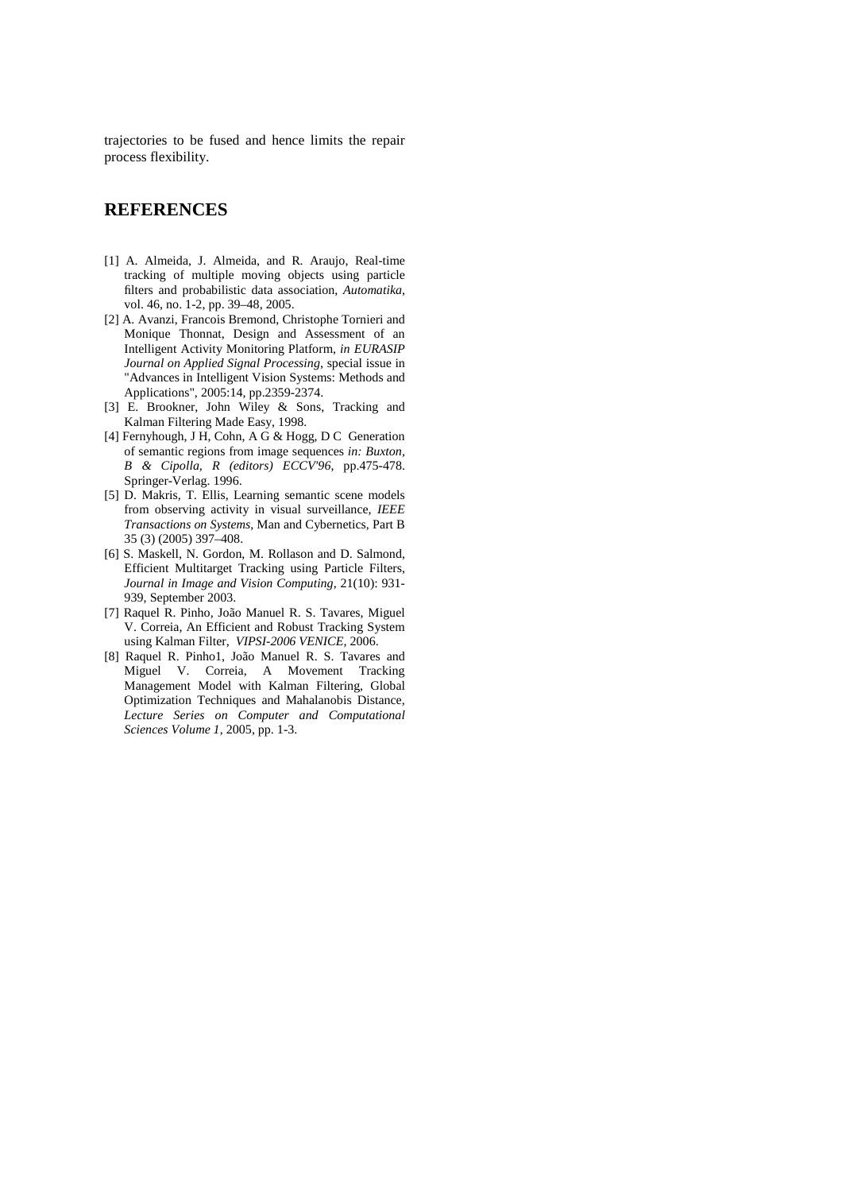trajectories to be fused and hence limits the repair process flexibility.

## REFERENCES

[1] A. Almeida, J. Almeida, and R. Araujo, Real-time tracking of multiple moving objects using particle filters and probabilistic data association, *Automatika*, vol. 46, no. 1-2, pp. 39–48, 2005.

[2] A. Avanzi, Francois Bremond, Christophe Tornieri and Monique Thonnat, Design and Assessment of an Intelligent Activity Monitoring Platform, *in EURASIP Journal on Applied Signal Processing*, special issue in "Advances in Intelligent Vision Systems: Methods and Applications", 2005:14, pp.2359-2374.

[3] E. Brookner, John Wiley & Sons, Tracking and Kalman Filtering Made Easy, 1998.

[4] Fernyhough, J H, Cohn, A G & Hogg, D C Generation of semantic regions from image sequences *in: Buxton, B & Cipolla, R (editors) ECCV'96*, pp.475-478. Springer-Verlag. 1996.

[5] D. Makris, T. Ellis, Learning semantic scene models from observing activity in visual surveillance, *IEEE Transactions on Systems*, Man and Cybernetics, Part B 35 (3) (2005) 397–408.

[6] S. Maskell, N. Gordon, M. Rollason and D. Salmond, Efficient Multitarget Tracking using Particle Filters, *Journal in Image and Vision Computing*, 21(10): 931-939, September 2003.

[7] Raquel R. Pinho, João Manuel R. S. Tavares, Miguel V. Correia, An Efficient and Robust Tracking System using Kalman Filter, *VIPSI-2006 VENICE*, 2006.

[8] Raquel R. Pinho1, João Manuel R. S. Tavares and Miguel V. Correia, A Movement Tracking Management Model with Kalman Filtering, Global Optimization Techniques and Mahalanobis Distance, *Lecture Series on Computer and Computational Sciences Volume 1*, 2005, pp. 1-3.